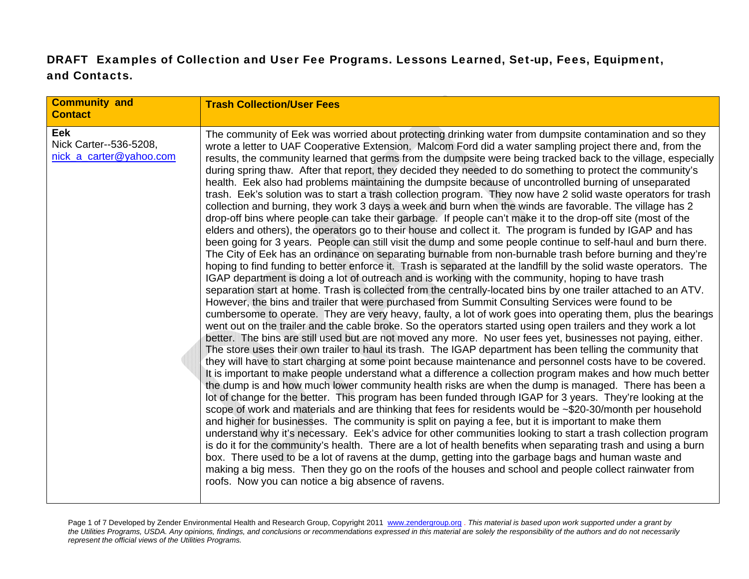# DRAFT Examples of Collection and User Fee Programs. Lessons Learned, Set-up, Fees, Equipment, and Contacts.

| Community and Contact | Trash Collection/User Fees |
|---|---|
| **Eek** Nick Carter--536-5208, nick_a_carter@yahoo.com | The community of Eek was worried about protecting drinking water from dumpsite contamination and so they wrote a letter to UAF Cooperative Extension. Malcom Ford did a water sampling project there and, from the results, the community learned that germs from the dumpsite were being tracked back to the village, especially during spring thaw. After that report, they decided they needed to do something to protect the community's health. Eek also had problems maintaining the dumpsite because of uncontrolled burning of unseparated trash. Eek's solution was to start a trash collection program. They now have 2 solid waste operators for trash collection and burning, they work 3 days a week and burn when the winds are favorable. The village has 2 drop-off bins where people can take their garbage. If people can't make it to the drop-off site (most of the elders and others), the operators go to their house and collect it. The program is funded by IGAP and has been going for 3 years. People can still visit the dump and some people continue to self-haul and burn there. The City of Eek has an ordinance on separating burnable from non-burnable trash before burning and they're hoping to find funding to better enforce it. Trash is separated at the landfill by the solid waste operators. The IGAP department is doing a lot of outreach and is working with the community, hoping to have trash separation start at home. Trash is collected from the centrally-located bins by one trailer attached to an ATV. However, the bins and trailer that were purchased from Summit Consulting Services were found to be cumbersome to operate. They are very heavy, faulty, a lot of work goes into operating them, plus the bearings went out on the trailer and the cable broke. So the operators started using open trailers and they work a lot better. The bins are still used but are not moved any more. No user fees yet, businesses not paying, either. The store uses their own trailer to haul its trash. The IGAP department has been telling the community that they will have to start charging at some point because maintenance and personnel costs have to be covered. It is important to make people understand what a difference a collection program makes and how much better the dump is and how much lower community health risks are when the dump is managed. There has been a lot of change for the better. This program has been funded through IGAP for 3 years. They're looking at the scope of work and materials and are thinking that fees for residents would be ~$20-30/month per household and higher for businesses. The community is split on paying a fee, but it is important to make them understand why it's necessary. Eek's advice for other communities looking to start a trash collection program is do it for the community's health. There are a lot of health benefits when separating trash and using a burn box. There used to be a lot of ravens at the dump, getting into the garbage bags and human waste and making a big mess. Then they go on the roofs of the houses and school and people collect rainwater from roofs. Now you can notice a big absence of ravens. |

Developed by Zender Environmental Health and Research Group, Copyright 2011 www.zendergroup.org . *This material is based upon work supported under a grant by the Utilities Programs, USDA. Any opinions, findings, and conclusions or recommendations expressed in this material are solely the responsibility of the authors and do not necessarily represent the official views of the Utilities Programs.*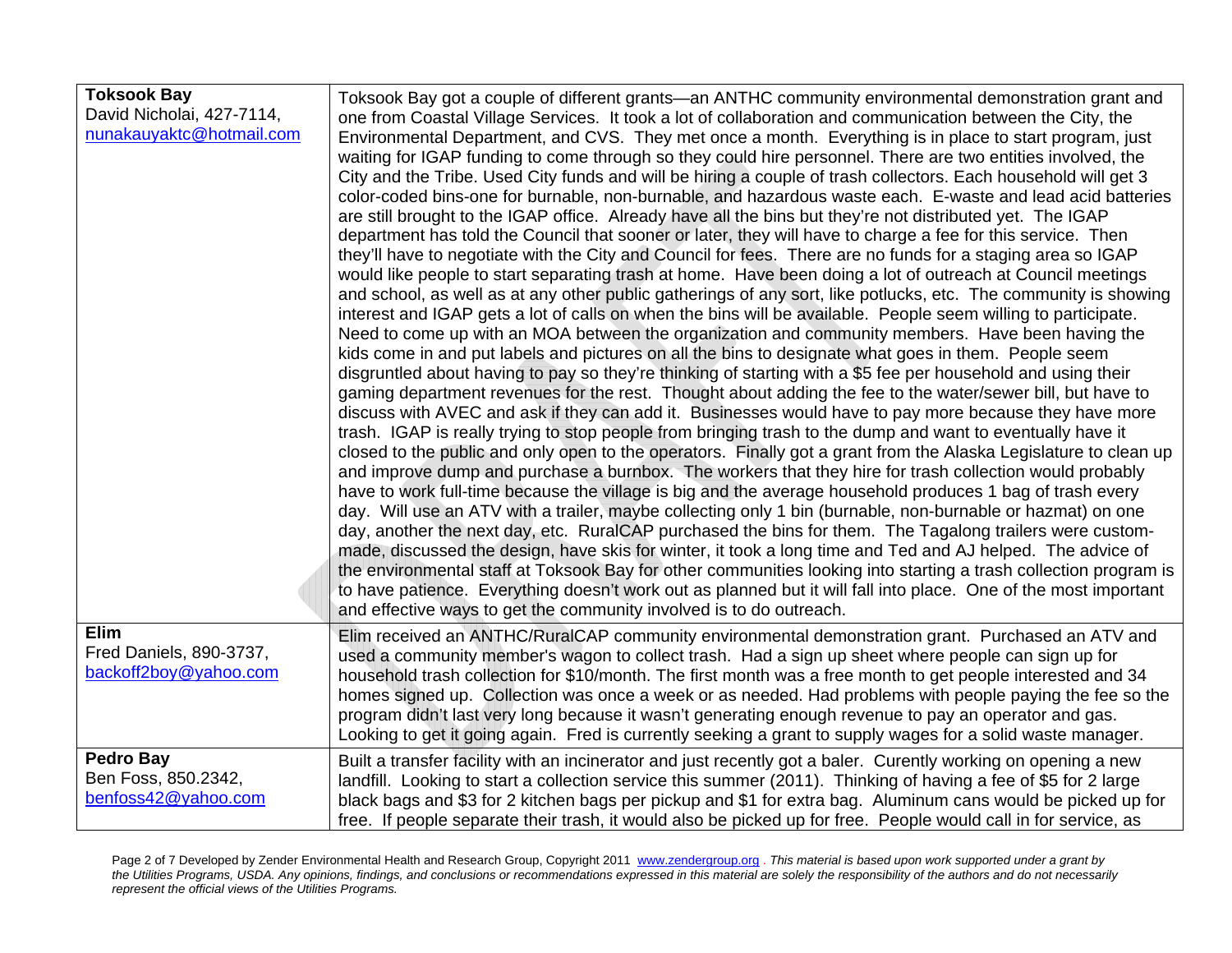| | |
|---|---|
| **Toksook Bay**<br>David Nicholai, 427-7114,<br>nunakauyaktc@hotmail.com | Toksook Bay got a couple of different grants—an ANTHC community environmental demonstration grant and one from Coastal Village Services. It took a lot of collaboration and communication between the City, the Environmental Department, and CVS. They met once a month. Everything is in place to start program, just waiting for IGAP funding to come through so they could hire personnel. There are two entities involved, the City and the Tribe. Used City funds and will be hiring a couple of trash collectors. Each household will get 3 color-coded bins-one for burnable, non-burnable, and hazardous waste each. E-waste and lead acid batteries are still brought to the IGAP office. Already have all the bins but they're not distributed yet. The IGAP department has told the Council that sooner or later, they will have to charge a fee for this service. Then they'll have to negotiate with the City and Council for fees. There are no funds for a staging area so IGAP would like people to start separating trash at home. Have been doing a lot of outreach at Council meetings and school, as well as at any other public gatherings of any sort, like potlucks, etc. The community is showing interest and IGAP gets a lot of calls on when the bins will be available. People seem willing to participate. Need to come up with an MOA between the organization and community members. Have been having the kids come in and put labels and pictures on all the bins to designate what goes in them. People seem disgruntled about having to pay so they're thinking of starting with a $5 fee per household and using their gaming department revenues for the rest. Thought about adding the fee to the water/sewer bill, but have to discuss with AVEC and ask if they can add it. Businesses would have to pay more because they have more trash. IGAP is really trying to stop people from bringing trash to the dump and want to eventually have it closed to the public and only open to the operators. Finally got a grant from the Alaska Legislature to clean up and improve dump and purchase a burnbox. The workers that they hire for trash collection would probably have to work full-time because the village is big and the average household produces 1 bag of trash every day. Will use an ATV with a trailer, maybe collecting only 1 bin (burnable, non-burnable or hazmat) on one day, another the next day, etc. RuralCAP purchased the bins for them. The Tagalong trailers were custom-made, discussed the design, have skis for winter, it took a long time and Ted and AJ helped. The advice of the environmental staff at Toksook Bay for other communities looking into starting a trash collection program is to have patience. Everything doesn't work out as planned but it will fall into place. One of the most important and effective ways to get the community involved is to do outreach. |
| **Elim**<br>Fred Daniels, 890-3737,<br>backoff2boy@yahoo.com | Elim received an ANTHC/RuralCAP community environmental demonstration grant. Purchased an ATV and used a community member's wagon to collect trash. Had a sign up sheet where people can sign up for household trash collection for $10/month. The first month was a free month to get people interested and 34 homes signed up. Collection was once a week or as needed. Had problems with people paying the fee so the program didn't last very long because it wasn't generating enough revenue to pay an operator and gas. Looking to get it going again. Fred is currently seeking a grant to supply wages for a solid waste manager. |
| **Pedro Bay**<br>Ben Foss, 850.2342,<br>benfoss42@yahoo.com | Built a transfer facility with an incinerator and just recently got a baler. Curently working on opening a new landfill. Looking to start a collection service this summer (2011). Thinking of having a fee of $5 for 2 large black bags and $3 for 2 kitchen bags per pickup and $1 for extra bag. Aluminum cans would be picked up for free. If people separate their trash, it would also be picked up for free. People would call in for service, as |

Developed by Zender Environmental Health and Research Group, Copyright 2011 www.zendergroup.org . *This material is based upon work supported under a grant by the Utilities Programs, USDA. Any opinions, findings, and conclusions or recommendations expressed in this material are solely the responsibility of the authors and do not necessarily represent the official views of the Utilities Programs.*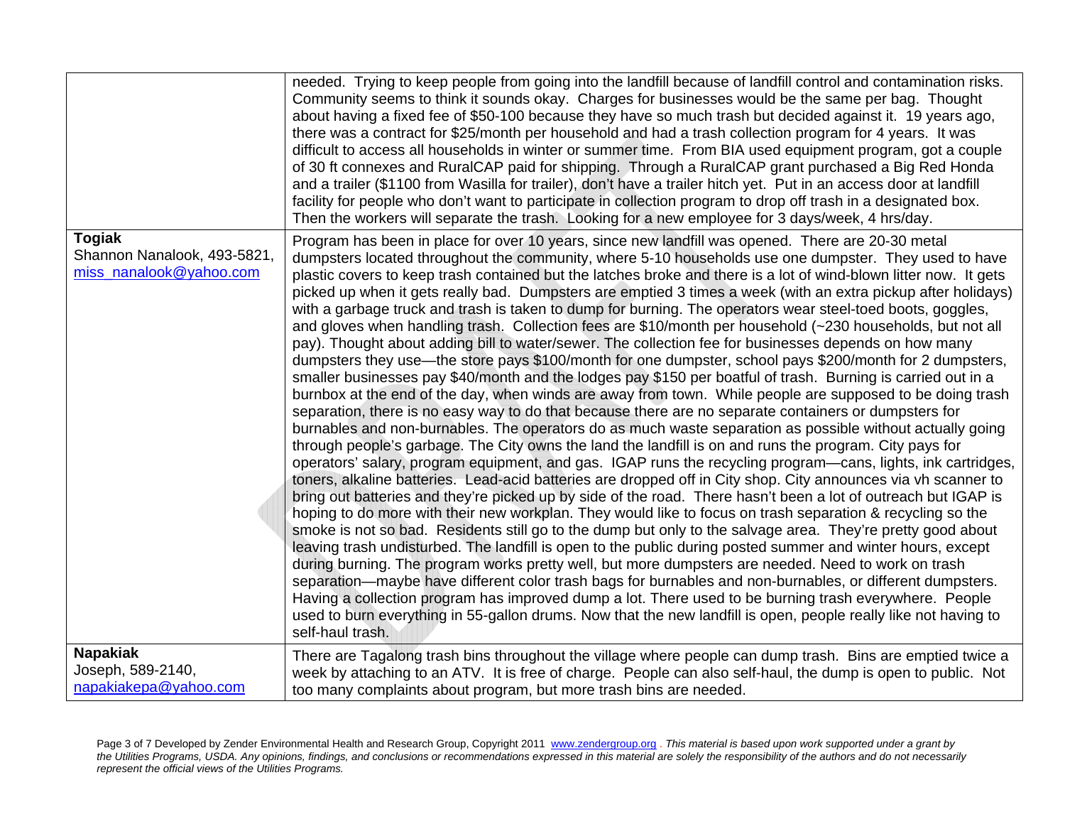| | |
|---|---|
| | needed. Trying to keep people from going into the landfill because of landfill control and contamination risks. Community seems to think it sounds okay. Charges for businesses would be the same per bag. Thought about having a fixed fee of $50-100 because they have so much trash but decided against it. 19 years ago, there was a contract for $25/month per household and had a trash collection program for 4 years. It was difficult to access all households in winter or summer time. From BIA used equipment program, got a couple of 30 ft connexes and RuralCAP paid for shipping. Through a RuralCAP grant purchased a Big Red Honda and a trailer ($1100 from Wasilla for trailer), don't have a trailer hitch yet. Put in an access door at landfill facility for people who don't want to participate in collection program to drop off trash in a designated box. Then the workers will separate the trash. Looking for a new employee for 3 days/week, 4 hrs/day. |
| **Togiak**<br>Shannon Nanalook, 493-5821, miss_nanalook@yahoo.com | Program has been in place for over 10 years, since new landfill was opened. There are 20-30 metal dumpsters located throughout the community, where 5-10 households use one dumpster. They used to have plastic covers to keep trash contained but the latches broke and there is a lot of wind-blown litter now. It gets picked up when it gets really bad. Dumpsters are emptied 3 times a week (with an extra pickup after holidays) with a garbage truck and trash is taken to dump for burning. The operators wear steel-toed boots, goggles, and gloves when handling trash. Collection fees are $10/month per household (~230 households, but not all pay). Thought about adding bill to water/sewer. The collection fee for businesses depends on how many dumpsters they use—the store pays $100/month for one dumpster, school pays $200/month for 2 dumpsters, smaller businesses pay $40/month and the lodges pay $150 per boatful of trash. Burning is carried out in a burnbox at the end of the day, when winds are away from town. While people are supposed to be doing trash separation, there is no easy way to do that because there are no separate containers or dumpsters for burnables and non-burnables. The operators do as much waste separation as possible without actually going through people's garbage. The City owns the land the landfill is on and runs the program. City pays for operators' salary, program equipment, and gas. IGAP runs the recycling program—cans, lights, ink cartridges, toners, alkaline batteries. Lead-acid batteries are dropped off in City shop. City announces via vh scanner to bring out batteries and they're picked up by side of the road. There hasn't been a lot of outreach but IGAP is hoping to do more with their new workplan. They would like to focus on trash separation & recycling so the smoke is not so bad. Residents still go to the dump but only to the salvage area. They're pretty good about leaving trash undisturbed. The landfill is open to the public during posted summer and winter hours, except during burning. The program works pretty well, but more dumpsters are needed. Need to work on trash separation—maybe have different color trash bags for burnables and non-burnables, or different dumpsters. Having a collection program has improved dump a lot. There used to be burning trash everywhere. People used to burn everything in 55-gallon drums. Now that the new landfill is open, people really like not having to self-haul trash. |
| **Napakiak**<br>Joseph, 589-2140, napakiakepa@yahoo.com | There are Tagalong trash bins throughout the village where people can dump trash. Bins are emptied twice a week by attaching to an ATV. It is free of charge. People can also self-haul, the dump is open to public. Not too many complaints about program, but more trash bins are needed. |

Developed by Zender Environmental Health and Research Group, Copyright 2011 www.zendergroup.org . *This material is based upon work supported under a grant by the Utilities Programs, USDA. Any opinions, findings, and conclusions or recommendations expressed in this material are solely the responsibility of the authors and do not necessarily represent the official views of the Utilities Programs.*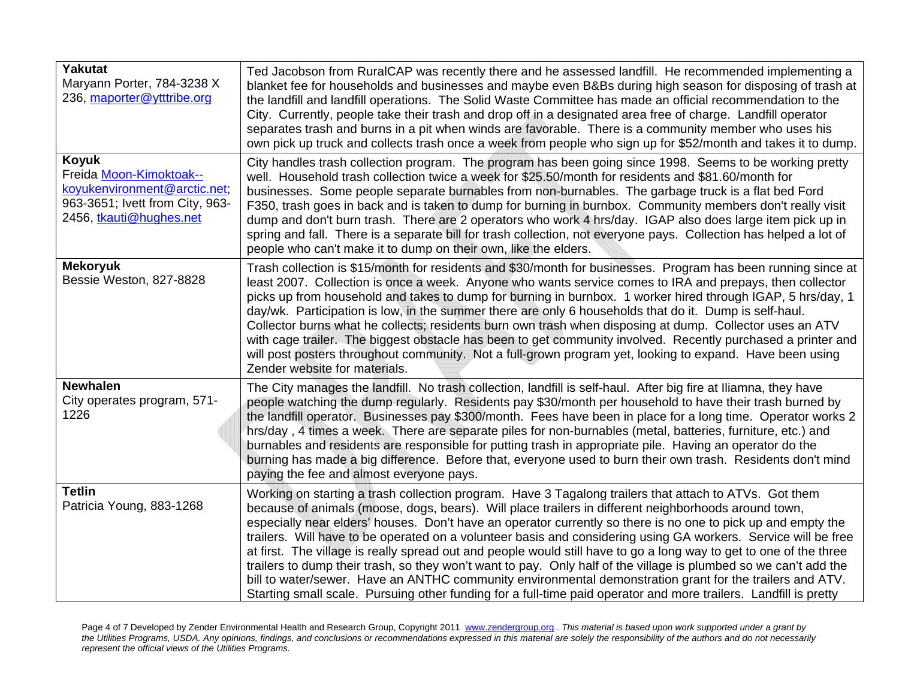| | |
|---|---|
| **Yakutat**<br>Maryann Porter, 784-3238 X 236, maporter@ytttribe.org | Ted Jacobson from RuralCAP was recently there and he assessed landfill. He recommended implementing a blanket fee for households and businesses and maybe even B&Bs during high season for disposing of trash at the landfill and landfill operations. The Solid Waste Committee has made an official recommendation to the City. Currently, people take their trash and drop off in a designated area free of charge. Landfill operator separates trash and burns in a pit when winds are favorable. There is a community member who uses his own pick up truck and collects trash once a week from people who sign up for $52/month and takes it to dump. |
| **Koyuk**<br>Freida Moon-Kimoktoak--koyukenvironment@arctic.net; 963-3651; Ivett from City, 963-2456, tkauti@hughes.net | City handles trash collection program. The program has been going since 1998. Seems to be working pretty well. Household trash collection twice a week for $25.50/month for residents and $81.60/month for businesses. Some people separate burnables from non-burnables. The garbage truck is a flat bed Ford F350, trash goes in back and is taken to dump for burning in burnbox. Community members don't really visit dump and don't burn trash. There are 2 operators who work 4 hrs/day. IGAP also does large item pick up in spring and fall. There is a separate bill for trash collection, not everyone pays. Collection has helped a lot of people who can't make it to dump on their own, like the elders. |
| **Mekoryuk**<br>Bessie Weston, 827-8828 | Trash collection is $15/month for residents and $30/month for businesses. Program has been running since at least 2007. Collection is once a week. Anyone who wants service comes to IRA and prepays, then collector picks up from household and takes to dump for burning in burnbox. 1 worker hired through IGAP, 5 hrs/day, 1 day/wk. Participation is low, in the summer there are only 6 households that do it. Dump is self-haul. Collector burns what he collects; residents burn own trash when disposing at dump. Collector uses an ATV with cage trailer. The biggest obstacle has been to get community involved. Recently purchased a printer and will post posters throughout community. Not a full-grown program yet, looking to expand. Have been using Zender website for materials. |
| **Newhalen**<br>City operates program, 571-1226 | The City manages the landfill. No trash collection, landfill is self-haul. After big fire at Iliamna, they have people watching the dump regularly. Residents pay $30/month per household to have their trash burned by the landfill operator. Businesses pay $300/month. Fees have been in place for a long time. Operator works 2 hrs/day , 4 times a week. There are separate piles for non-burnables (metal, batteries, furniture, etc.) and burnables and residents are responsible for putting trash in appropriate pile. Having an operator do the burning has made a big difference. Before that, everyone used to burn their own trash. Residents don't mind paying the fee and almost everyone pays. |
| **Tetlin**<br>Patricia Young, 883-1268 | Working on starting a trash collection program. Have 3 Tagalong trailers that attach to ATVs. Got them because of animals (moose, dogs, bears). Will place trailers in different neighborhoods around town, especially near elders' houses. Don't have an operator currently so there is no one to pick up and empty the trailers. Will have to be operated on a volunteer basis and considering using GA workers. Service will be free at first. The village is really spread out and people would still have to go a long way to get to one of the three trailers to dump their trash, so they won't want to pay. Only half of the village is plumbed so we can't add the bill to water/sewer. Have an ANTHC community environmental demonstration grant for the trailers and ATV. Starting small scale. Pursuing other funding for a full-time paid operator and more trailers. Landfill is pretty |

Developed by Zender Environmental Health and Research Group, Copyright 2011 www.zendergroup.org . *This material is based upon work supported under a grant by the Utilities Programs, USDA. Any opinions, findings, and conclusions or recommendations expressed in this material are solely the responsibility of the authors and do not necessarily represent the official views of the Utilities Programs.*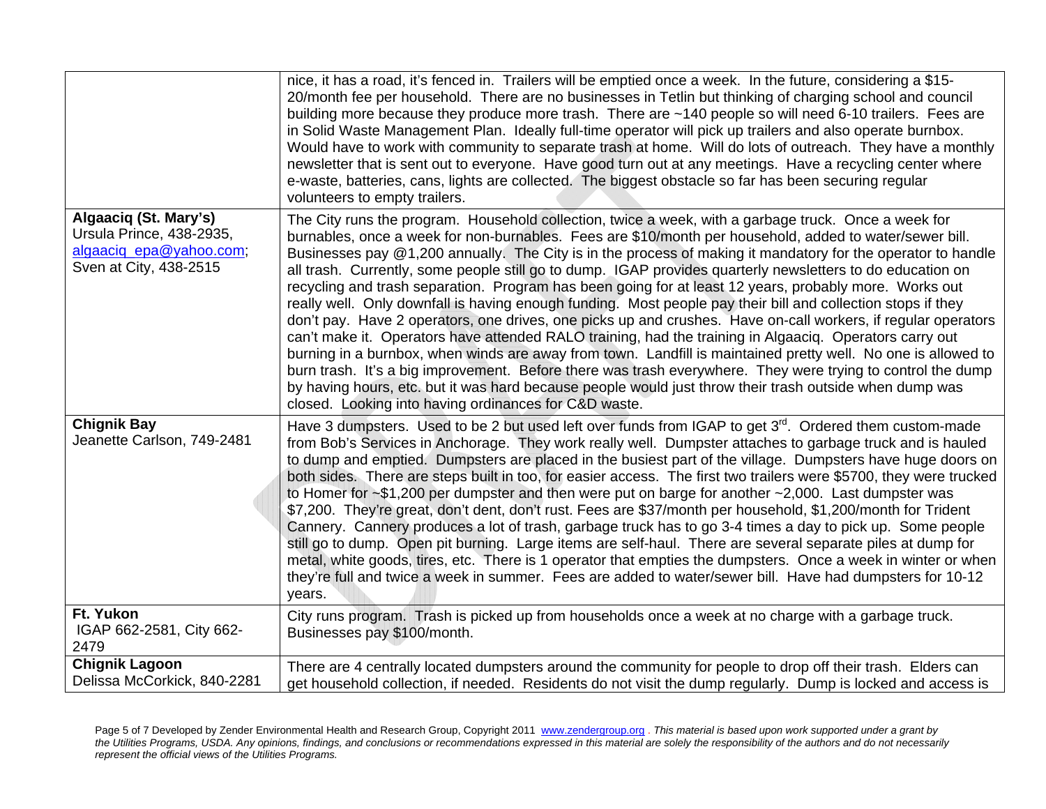| | |
|---|---|
| | nice, it has a road, it's fenced in. Trailers will be emptied once a week. In the future, considering a $15-20/month fee per household. There are no businesses in Tetlin but thinking of charging school and council building more because they produce more trash. There are ~140 people so will need 6-10 trailers. Fees are in Solid Waste Management Plan. Ideally full-time operator will pick up trailers and also operate burnbox. Would have to work with community to separate trash at home. Will do lots of outreach. They have a monthly newsletter that is sent out to everyone. Have good turn out at any meetings. Have a recycling center where e-waste, batteries, cans, lights are collected. The biggest obstacle so far has been securing regular volunteers to empty trailers. |
| **Algaaciq (St. Mary's)**<br>Ursula Prince, 438-2935, algaaciq_epa@yahoo.com; Sven at City, 438-2515 | The City runs the program. Household collection, twice a week, with a garbage truck. Once a week for burnables, once a week for non-burnables. Fees are $10/month per household, added to water/sewer bill. Businesses pay @1,200 annually. The City is in the process of making it mandatory for the operator to handle all trash. Currently, some people still go to dump. IGAP provides quarterly newsletters to do education on recycling and trash separation. Program has been going for at least 12 years, probably more. Works out really well. Only downfall is having enough funding. Most people pay their bill and collection stops if they don't pay. Have 2 operators, one drives, one picks up and crushes. Have on-call workers, if regular operators can't make it. Operators have attended RALO training, had the training in Algaaciq. Operators carry out burning in a burnbox, when winds are away from town. Landfill is maintained pretty well. No one is allowed to burn trash. It's a big improvement. Before there was trash everywhere. They were trying to control the dump by having hours, etc. but it was hard because people would just throw their trash outside when dump was closed. Looking into having ordinances for C&D waste. |
| **Chignik Bay**<br>Jeanette Carlson, 749-2481 | Have 3 dumpsters. Used to be 2 but used left over funds from IGAP to get 3rd. Ordered them custom-made from Bob's Services in Anchorage. They work really well. Dumpster attaches to garbage truck and is hauled to dump and emptied. Dumpsters are placed in the busiest part of the village. Dumpsters have huge doors on both sides. There are steps built in too, for easier access. The first two trailers were $5700, they were trucked to Homer for ~$1,200 per dumpster and then were put on barge for another ~2,000. Last dumpster was $7,200. They're great, don't dent, don't rust. Fees are $37/month per household, $1,200/month for Trident Cannery. Cannery produces a lot of trash, garbage truck has to go 3-4 times a day to pick up. Some people still go to dump. Open pit burning. Large items are self-haul. There are several separate piles at dump for metal, white goods, tires, etc. There is 1 operator that empties the dumpsters. Once a week in winter or when they're full and twice a week in summer. Fees are added to water/sewer bill. Have had dumpsters for 10-12 years. |
| **Ft. Yukon**<br>IGAP 662-2581, City 662-2479 | City runs program. Trash is picked up from households once a week at no charge with a garbage truck. Businesses pay $100/month. |
| **Chignik Lagoon**<br>Delissa McCorkick, 840-2281 | There are 4 centrally located dumpsters around the community for people to drop off their trash. Elders can get household collection, if needed. Residents do not visit the dump regularly. Dump is locked and access is |

Developed by Zender Environmental Health and Research Group, Copyright 2011 www.zendergroup.org . *This material is based upon work supported under a grant by the Utilities Programs, USDA. Any opinions, findings, and conclusions or recommendations expressed in this material are solely the responsibility of the authors and do not necessarily represent the official views of the Utilities Programs.*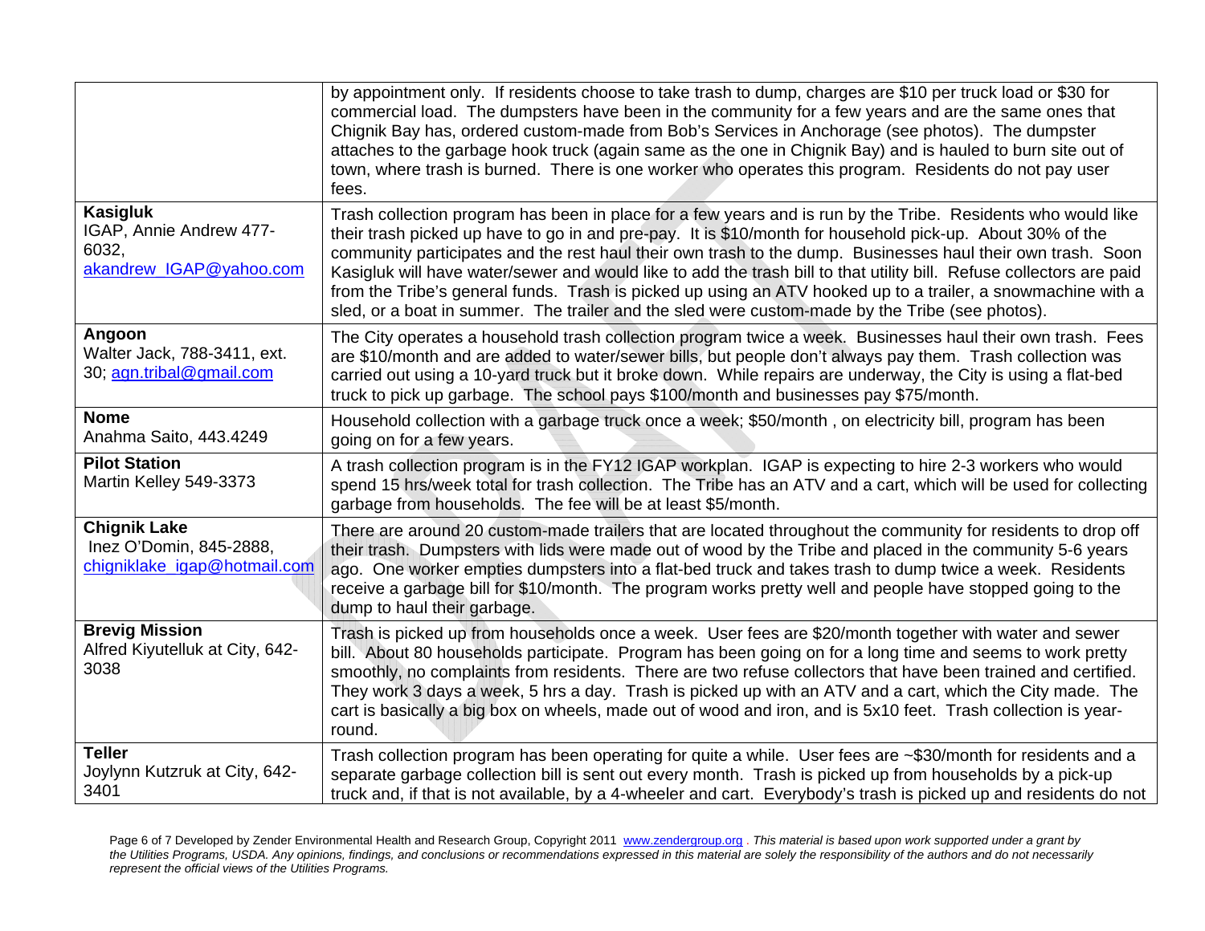| | |
|---|---|
| | by appointment only. If residents choose to take trash to dump, charges are $10 per truck load or $30 for commercial load. The dumpsters have been in the community for a few years and are the same ones that Chignik Bay has, ordered custom-made from Bob's Services in Anchorage (see photos). The dumpster attaches to the garbage hook truck (again same as the one in Chignik Bay) and is hauled to burn site out of town, where trash is burned. There is one worker who operates this program. Residents do not pay user fees. |
| **Kasigluk** IGAP, Annie Andrew 477-6032, akandrew_IGAP@yahoo.com | Trash collection program has been in place for a few years and is run by the Tribe. Residents who would like their trash picked up have to go in and pre-pay. It is $10/month for household pick-up. About 30% of the community participates and the rest haul their own trash to the dump. Businesses haul their own trash. Soon Kasigluk will have water/sewer and would like to add the trash bill to that utility bill. Refuse collectors are paid from the Tribe's general funds. Trash is picked up using an ATV hooked up to a trailer, a snowmachine with a sled, or a boat in summer. The trailer and the sled were custom-made by the Tribe (see photos). |
| **Angoon** Walter Jack, 788-3411, ext. 30; agn.tribal@gmail.com | The City operates a household trash collection program twice a week. Businesses haul their own trash. Fees are $10/month and are added to water/sewer bills, but people don't always pay them. Trash collection was carried out using a 10-yard truck but it broke down. While repairs are underway, the City is using a flat-bed truck to pick up garbage. The school pays $100/month and businesses pay $75/month. |
| **Nome** Anahma Saito, 443.4249 | Household collection with a garbage truck once a week; $50/month , on electricity bill, program has been going on for a few years. |
| **Pilot Station** Martin Kelley 549-3373 | A trash collection program is in the FY12 IGAP workplan. IGAP is expecting to hire 2-3 workers who would spend 15 hrs/week total for trash collection. The Tribe has an ATV and a cart, which will be used for collecting garbage from households. The fee will be at least $5/month. |
| **Chignik Lake** Inez O'Domin, 845-2888, chigniklake_igap@hotmail.com | There are around 20 custom-made trailers that are located throughout the community for residents to drop off their trash. Dumpsters with lids were made out of wood by the Tribe and placed in the community 5-6 years ago. One worker empties dumpsters into a flat-bed truck and takes trash to dump twice a week. Residents receive a garbage bill for $10/month. The program works pretty well and people have stopped going to the dump to haul their garbage. |
| **Brevig Mission** Alfred Kiyutelluk at City, 642-3038 | Trash is picked up from households once a week. User fees are $20/month together with water and sewer bill. About 80 households participate. Program has been going on for a long time and seems to work pretty smoothly, no complaints from residents. There are two refuse collectors that have been trained and certified. They work 3 days a week, 5 hrs a day. Trash is picked up with an ATV and a cart, which the City made. The cart is basically a big box on wheels, made out of wood and iron, and is 5x10 feet. Trash collection is year-round. |
| **Teller** Joylynn Kutzruk at City, 642-3401 | Trash collection program has been operating for quite a while. User fees are ~$30/month for residents and a separate garbage collection bill is sent out every month. Trash is picked up from households by a pick-up truck and, if that is not available, by a 4-wheeler and cart. Everybody's trash is picked up and residents do not |

Developed by Zender Environmental Health and Research Group, Copyright 2011 www.zendergroup.org . *This material is based upon work supported under a grant by the Utilities Programs, USDA. Any opinions, findings, and conclusions or recommendations expressed in this material are solely the responsibility of the authors and do not necessarily represent the official views of the Utilities Programs.*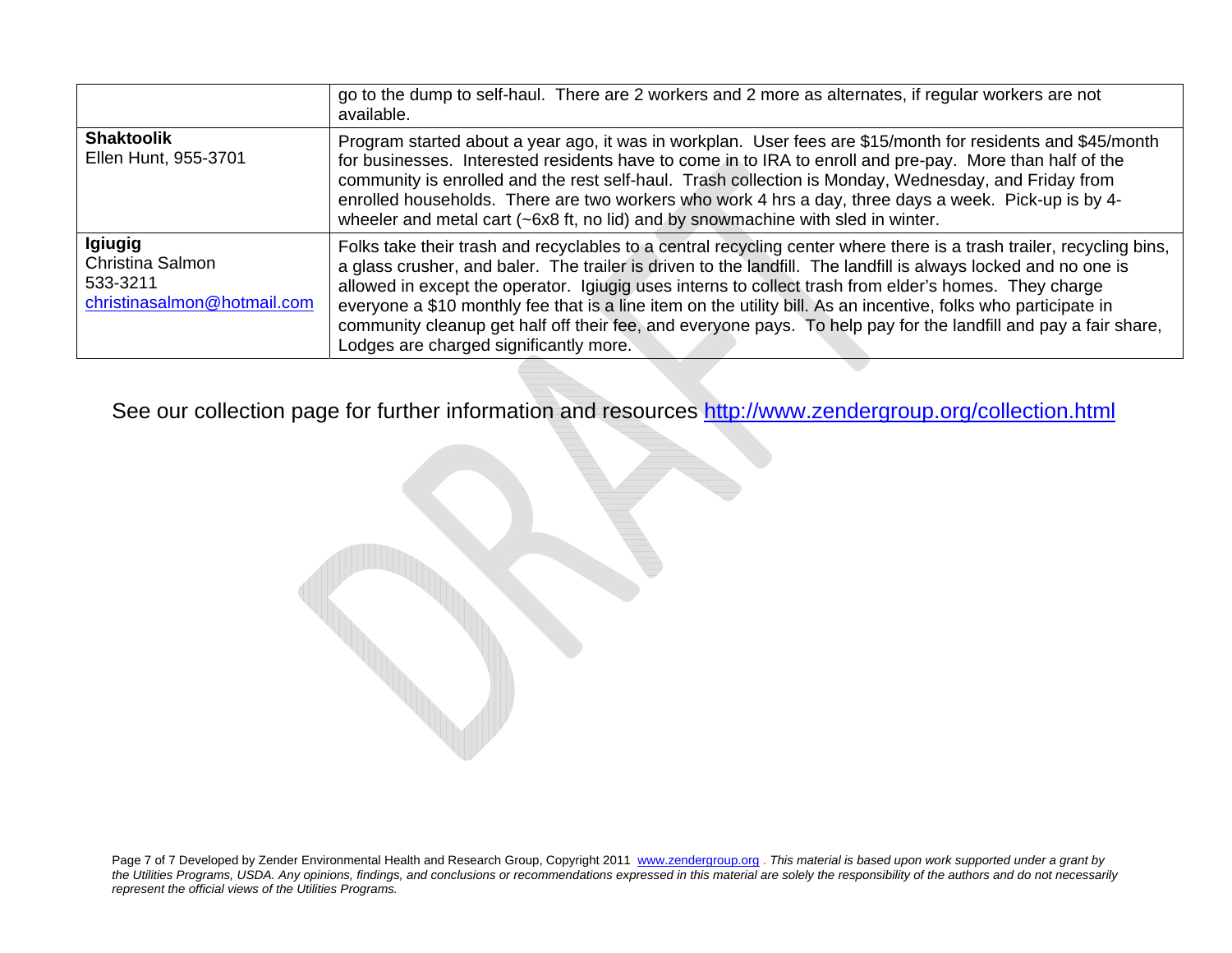| | |
|---|---|
| | go to the dump to self-haul. There are 2 workers and 2 more as alternates, if regular workers are not available. |
| **Shaktoolik**<br>Ellen Hunt, 955-3701 | Program started about a year ago, it was in workplan. User fees are $15/month for residents and $45/month for businesses. Interested residents have to come in to IRA to enroll and pre-pay. More than half of the community is enrolled and the rest self-haul. Trash collection is Monday, Wednesday, and Friday from enrolled households. There are two workers who work 4 hrs a day, three days a week. Pick-up is by 4-wheeler and metal cart (~6x8 ft, no lid) and by snowmachine with sled in winter. |
| **Igiugig**<br>Christina Salmon<br>533-3211<br>christinasalmon@hotmail.com | Folks take their trash and recyclables to a central recycling center where there is a trash trailer, recycling bins, a glass crusher, and baler. The trailer is driven to the landfill. The landfill is always locked and no one is allowed in except the operator. Igiugig uses interns to collect trash from elder's homes. They charge everyone a $10 monthly fee that is a line item on the utility bill. As an incentive, folks who participate in community cleanup get half off their fee, and everyone pays. To help pay for the landfill and pay a fair share, Lodges are charged significantly more. |

See our collection page for further information and resources http://www.zendergroup.org/collection.html

Developed by Zender Environmental Health and Research Group, Copyright 2011 www.zendergroup.org . *This material is based upon work supported under a grant by the Utilities Programs, USDA. Any opinions, findings, and conclusions or recommendations expressed in this material are solely the responsibility of the authors and do not necessarily represent the official views of the Utilities Programs.*